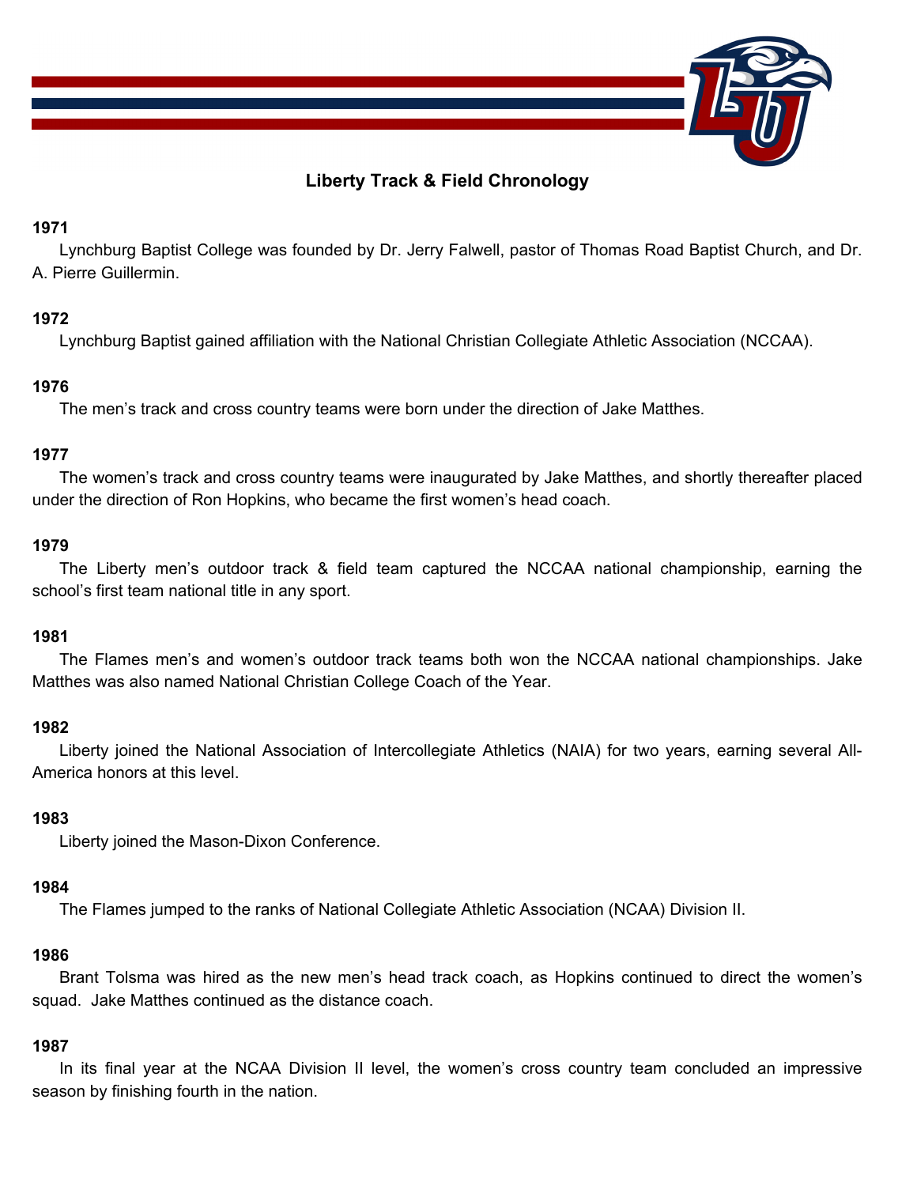# Liberty Track & Field Chronology

**1971**

Lynchburg Baptist College was founded by Dr. Jerry Falwell, pastor of Thomas Road Baptist Church, and Dr. A. Pierre Guillermin.

**1972**

Lynchburg Baptist gained affiliation with the National Christian Collegiate Athletic Association (NCCAA).

**1976**

The men's track and cross country teams were born under the direction of Jake Matthes.

**1977**

The women's track and cross country teams were inaugurated by Jake Matthes, and shortly thereafter placed under the direction of Ron Hopkins, who became the first women's head coach.

**1979**

The Liberty men's outdoor track & field team captured the NCCAA national championship, earning the school's first team national title in any sport.

**1981**

The Flames men's and women's outdoor track teams both won the NCCAA national championships. Jake Matthes was also named National Christian College Coach of the Year.

**1982**

Liberty joined the National Association of Intercollegiate Athletics (NAIA) for two years, earning several All-America honors at this level.

**1983**

Liberty joined the Mason-Dixon Conference.

**1984**

The Flames jumped to the ranks of National Collegiate Athletic Association (NCAA) Division II.

**1986**

Brant Tolsma was hired as the new men's head track coach, as Hopkins continued to direct the women's squad. Jake Matthes continued as the distance coach.

**1987**

In its final year at the NCAA Division II level, the women's cross country team concluded an impressive season by finishing fourth in the nation.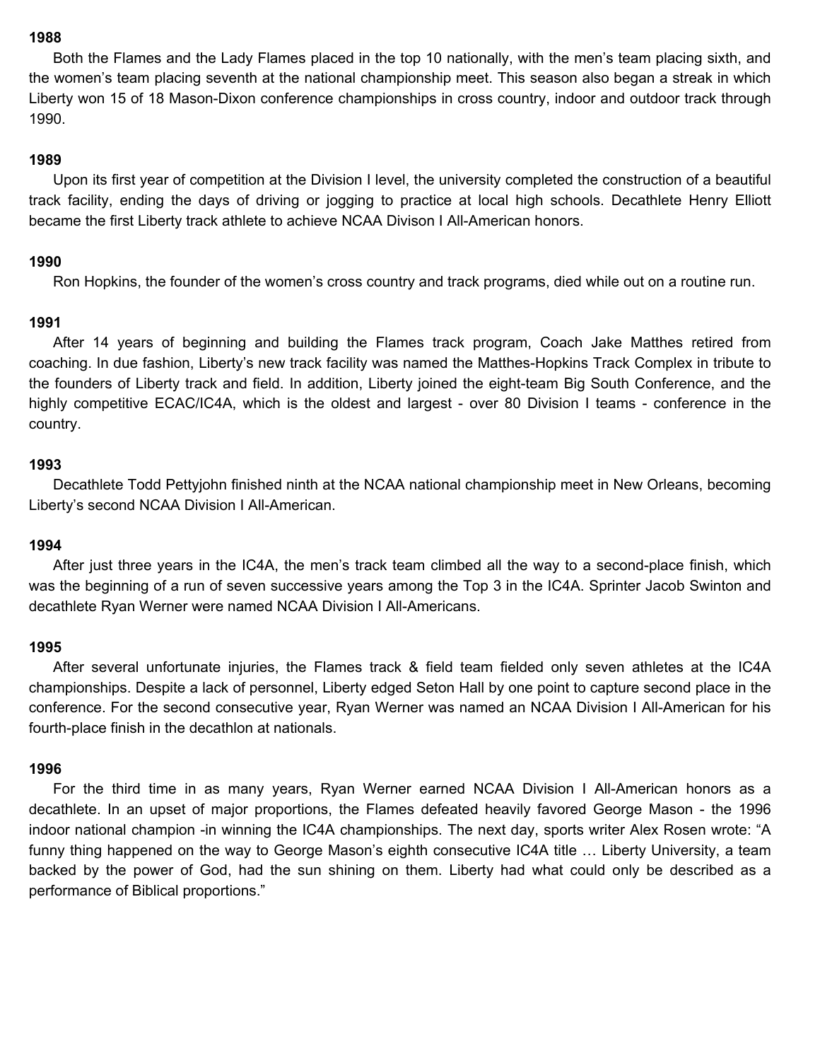**1988**

Both the Flames and the Lady Flames placed in the top 10 nationally, with the men's team placing sixth, and the women's team placing seventh at the national championship meet. This season also began a streak in which Liberty won 15 of 18 Mason-Dixon conference championships in cross country, indoor and outdoor track through 1990.

**1989**

Upon its first year of competition at the Division I level, the university completed the construction of a beautiful track facility, ending the days of driving or jogging to practice at local high schools. Decathlete Henry Elliott became the first Liberty track athlete to achieve NCAA Divison I All-American honors.

**1990**

Ron Hopkins, the founder of the women's cross country and track programs, died while out on a routine run.

**1991**

After 14 years of beginning and building the Flames track program, Coach Jake Matthes retired from coaching. In due fashion, Liberty's new track facility was named the Matthes-Hopkins Track Complex in tribute to the founders of Liberty track and field. In addition, Liberty joined the eight-team Big South Conference, and the highly competitive ECAC/IC4A, which is the oldest and largest - over 80 Division I teams - conference in the country.

**1993**

Decathlete Todd Pettyjohn finished ninth at the NCAA national championship meet in New Orleans, becoming Liberty's second NCAA Division I All-American.

**1994**

After just three years in the IC4A, the men's track team climbed all the way to a second-place finish, which was the beginning of a run of seven successive years among the Top 3 in the IC4A. Sprinter Jacob Swinton and decathlete Ryan Werner were named NCAA Division I All-Americans.

**1995**

After several unfortunate injuries, the Flames track & field team fielded only seven athletes at the IC4A championships. Despite a lack of personnel, Liberty edged Seton Hall by one point to capture second place in the conference. For the second consecutive year, Ryan Werner was named an NCAA Division I All-American for his fourth-place finish in the decathlon at nationals.

**1996**

For the third time in as many years, Ryan Werner earned NCAA Division I All-American honors as a decathlete. In an upset of major proportions, the Flames defeated heavily favored George Mason - the 1996 indoor national champion -in winning the IC4A championships. The next day, sports writer Alex Rosen wrote: "A funny thing happened on the way to George Mason's eighth consecutive IC4A title … Liberty University, a team backed by the power of God, had the sun shining on them. Liberty had what could only be described as a performance of Biblical proportions."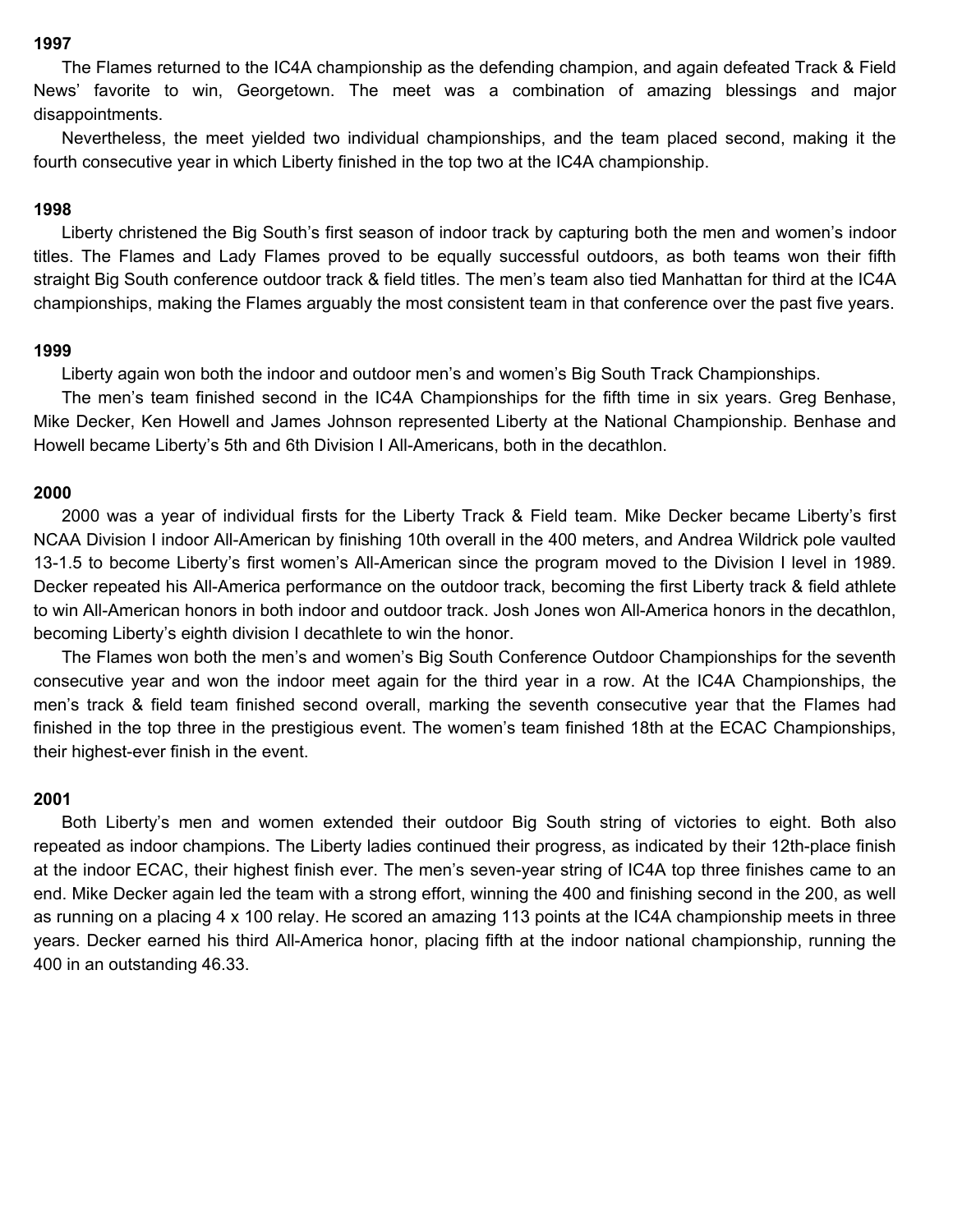**1997**

The Flames returned to the IC4A championship as the defending champion, and again defeated Track & Field News' favorite to win, Georgetown. The meet was a combination of amazing blessings and major disappointments.

Nevertheless, the meet yielded two individual championships, and the team placed second, making it the fourth consecutive year in which Liberty finished in the top two at the IC4A championship.

**1998**

Liberty christened the Big South's first season of indoor track by capturing both the men and women's indoor titles. The Flames and Lady Flames proved to be equally successful outdoors, as both teams won their fifth straight Big South conference outdoor track & field titles. The men's team also tied Manhattan for third at the IC4A championships, making the Flames arguably the most consistent team in that conference over the past five years.

**1999**

Liberty again won both the indoor and outdoor men's and women's Big South Track Championships.

The men's team finished second in the IC4A Championships for the fifth time in six years. Greg Benhase, Mike Decker, Ken Howell and James Johnson represented Liberty at the National Championship. Benhase and Howell became Liberty's 5th and 6th Division I All-Americans, both in the decathlon.

**2000**

2000 was a year of individual firsts for the Liberty Track & Field team. Mike Decker became Liberty's first NCAA Division I indoor All-American by finishing 10th overall in the 400 meters, and Andrea Wildrick pole vaulted 13-1.5 to become Liberty's first women's All-American since the program moved to the Division I level in 1989. Decker repeated his All-America performance on the outdoor track, becoming the first Liberty track & field athlete to win All-American honors in both indoor and outdoor track. Josh Jones won All-America honors in the decathlon, becoming Liberty's eighth division I decathlete to win the honor.

The Flames won both the men's and women's Big South Conference Outdoor Championships for the seventh consecutive year and won the indoor meet again for the third year in a row. At the IC4A Championships, the men's track & field team finished second overall, marking the seventh consecutive year that the Flames had finished in the top three in the prestigious event. The women's team finished 18th at the ECAC Championships, their highest-ever finish in the event.

**2001**

Both Liberty's men and women extended their outdoor Big South string of victories to eight. Both also repeated as indoor champions. The Liberty ladies continued their progress, as indicated by their 12th-place finish at the indoor ECAC, their highest finish ever. The men's seven-year string of IC4A top three finishes came to an end. Mike Decker again led the team with a strong effort, winning the 400 and finishing second in the 200, as well as running on a placing 4 x 100 relay. He scored an amazing 113 points at the IC4A championship meets in three years. Decker earned his third All-America honor, placing fifth at the indoor national championship, running the 400 in an outstanding 46.33.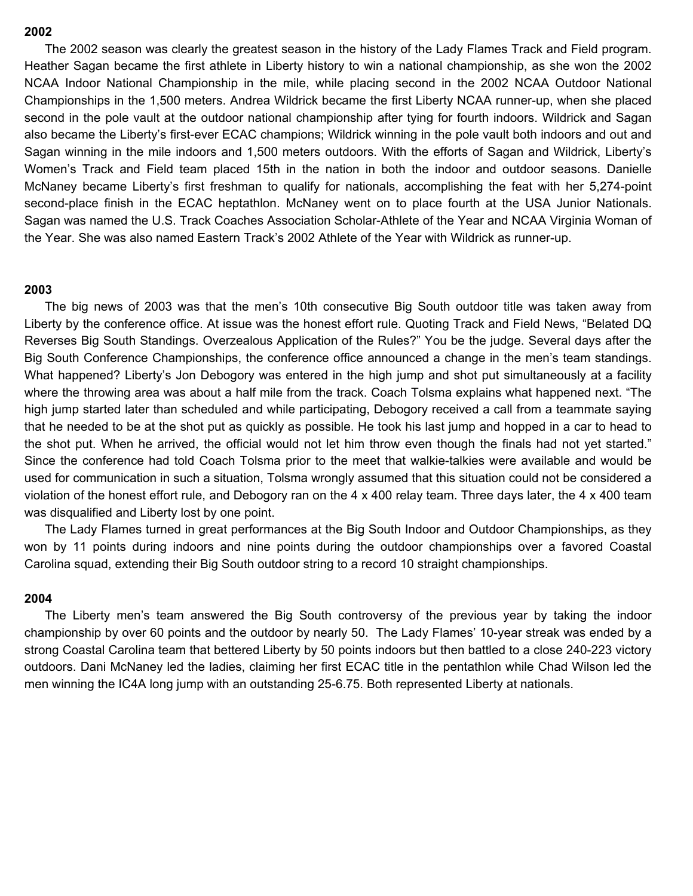**2002**

The 2002 season was clearly the greatest season in the history of the Lady Flames Track and Field program. Heather Sagan became the first athlete in Liberty history to win a national championship, as she won the 2002 NCAA Indoor National Championship in the mile, while placing second in the 2002 NCAA Outdoor National Championships in the 1,500 meters. Andrea Wildrick became the first Liberty NCAA runner-up, when she placed second in the pole vault at the outdoor national championship after tying for fourth indoors. Wildrick and Sagan also became the Liberty's first-ever ECAC champions; Wildrick winning in the pole vault both indoors and out and Sagan winning in the mile indoors and 1,500 meters outdoors. With the efforts of Sagan and Wildrick, Liberty's Women's Track and Field team placed 15th in the nation in both the indoor and outdoor seasons. Danielle McNaney became Liberty's first freshman to qualify for nationals, accomplishing the feat with her 5,274-point second-place finish in the ECAC heptathlon. McNaney went on to place fourth at the USA Junior Nationals. Sagan was named the U.S. Track Coaches Association Scholar-Athlete of the Year and NCAA Virginia Woman of the Year. She was also named Eastern Track's 2002 Athlete of the Year with Wildrick as runner-up.

**2003**

The big news of 2003 was that the men's 10th consecutive Big South outdoor title was taken away from Liberty by the conference office. At issue was the honest effort rule. Quoting Track and Field News, "Belated DQ Reverses Big South Standings. Overzealous Application of the Rules?" You be the judge. Several days after the Big South Conference Championships, the conference office announced a change in the men's team standings. What happened? Liberty's Jon Debogory was entered in the high jump and shot put simultaneously at a facility where the throwing area was about a half mile from the track. Coach Tolsma explains what happened next. "The high jump started later than scheduled and while participating, Debogory received a call from a teammate saying that he needed to be at the shot put as quickly as possible. He took his last jump and hopped in a car to head to the shot put. When he arrived, the official would not let him throw even though the finals had not yet started." Since the conference had told Coach Tolsma prior to the meet that walkie-talkies were available and would be used for communication in such a situation, Tolsma wrongly assumed that this situation could not be considered a violation of the honest effort rule, and Debogory ran on the 4 x 400 relay team. Three days later, the 4 x 400 team was disqualified and Liberty lost by one point.

The Lady Flames turned in great performances at the Big South Indoor and Outdoor Championships, as they won by 11 points during indoors and nine points during the outdoor championships over a favored Coastal Carolina squad, extending their Big South outdoor string to a record 10 straight championships.

**2004**

The Liberty men's team answered the Big South controversy of the previous year by taking the indoor championship by over 60 points and the outdoor by nearly 50. The Lady Flames' 10-year streak was ended by a strong Coastal Carolina team that bettered Liberty by 50 points indoors but then battled to a close 240-223 victory outdoors. Dani McNaney led the ladies, claiming her first ECAC title in the pentathlon while Chad Wilson led the men winning the IC4A long jump with an outstanding 25-6.75. Both represented Liberty at nationals.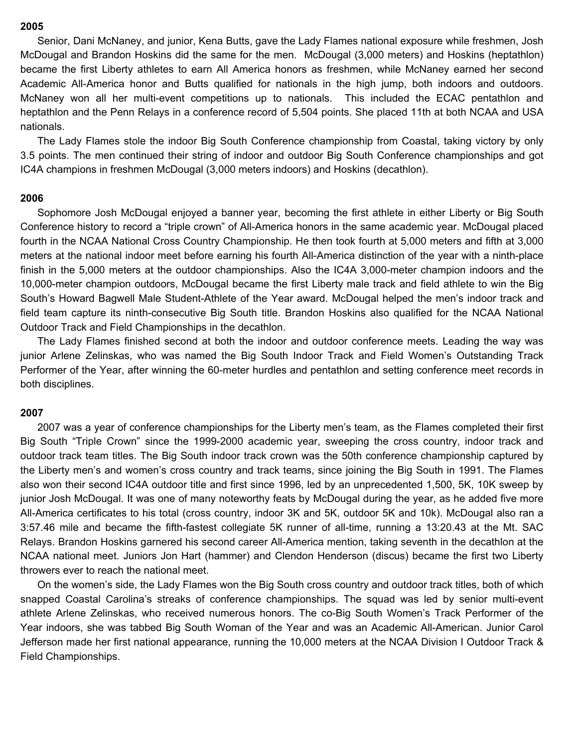**2005**

Senior, Dani McNaney, and junior, Kena Butts, gave the Lady Flames national exposure while freshmen, Josh McDougal and Brandon Hoskins did the same for the men. McDougal (3,000 meters) and Hoskins (heptathlon) became the first Liberty athletes to earn All America honors as freshmen, while McNaney earned her second Academic All-America honor and Butts qualified for nationals in the high jump, both indoors and outdoors. McNaney won all her multi-event competitions up to nationals. This included the ECAC pentathlon and heptathlon and the Penn Relays in a conference record of 5,504 points. She placed 11th at both NCAA and USA nationals.

The Lady Flames stole the indoor Big South Conference championship from Coastal, taking victory by only 3.5 points. The men continued their string of indoor and outdoor Big South Conference championships and got IC4A champions in freshmen McDougal (3,000 meters indoors) and Hoskins (decathlon).

**2006**

Sophomore Josh McDougal enjoyed a banner year, becoming the first athlete in either Liberty or Big South Conference history to record a "triple crown" of All-America honors in the same academic year. McDougal placed fourth in the NCAA National Cross Country Championship. He then took fourth at 5,000 meters and fifth at 3,000 meters at the national indoor meet before earning his fourth All-America distinction of the year with a ninth-place finish in the 5,000 meters at the outdoor championships. Also the IC4A 3,000-meter champion indoors and the 10,000-meter champion outdoors, McDougal became the first Liberty male track and field athlete to win the Big South's Howard Bagwell Male Student-Athlete of the Year award. McDougal helped the men's indoor track and field team capture its ninth-consecutive Big South title. Brandon Hoskins also qualified for the NCAA National Outdoor Track and Field Championships in the decathlon.

The Lady Flames finished second at both the indoor and outdoor conference meets. Leading the way was junior Arlene Zelinskas, who was named the Big South Indoor Track and Field Women's Outstanding Track Performer of the Year, after winning the 60-meter hurdles and pentathlon and setting conference meet records in both disciplines.

**2007**

2007 was a year of conference championships for the Liberty men's team, as the Flames completed their first Big South "Triple Crown" since the 1999-2000 academic year, sweeping the cross country, indoor track and outdoor track team titles. The Big South indoor track crown was the 50th conference championship captured by the Liberty men's and women's cross country and track teams, since joining the Big South in 1991. The Flames also won their second IC4A outdoor title and first since 1996, led by an unprecedented 1,500, 5K, 10K sweep by junior Josh McDougal. It was one of many noteworthy feats by McDougal during the year, as he added five more All-America certificates to his total (cross country, indoor 3K and 5K, outdoor 5K and 10k). McDougal also ran a 3:57.46 mile and became the fifth-fastest collegiate 5K runner of all-time, running a 13:20.43 at the Mt. SAC Relays. Brandon Hoskins garnered his second career All-America mention, taking seventh in the decathlon at the NCAA national meet. Juniors Jon Hart (hammer) and Clendon Henderson (discus) became the first two Liberty throwers ever to reach the national meet.

On the women's side, the Lady Flames won the Big South cross country and outdoor track titles, both of which snapped Coastal Carolina's streaks of conference championships. The squad was led by senior multi-event athlete Arlene Zelinskas, who received numerous honors. The co-Big South Women's Track Performer of the Year indoors, she was tabbed Big South Woman of the Year and was an Academic All-American. Junior Carol Jefferson made her first national appearance, running the 10,000 meters at the NCAA Division I Outdoor Track & Field Championships.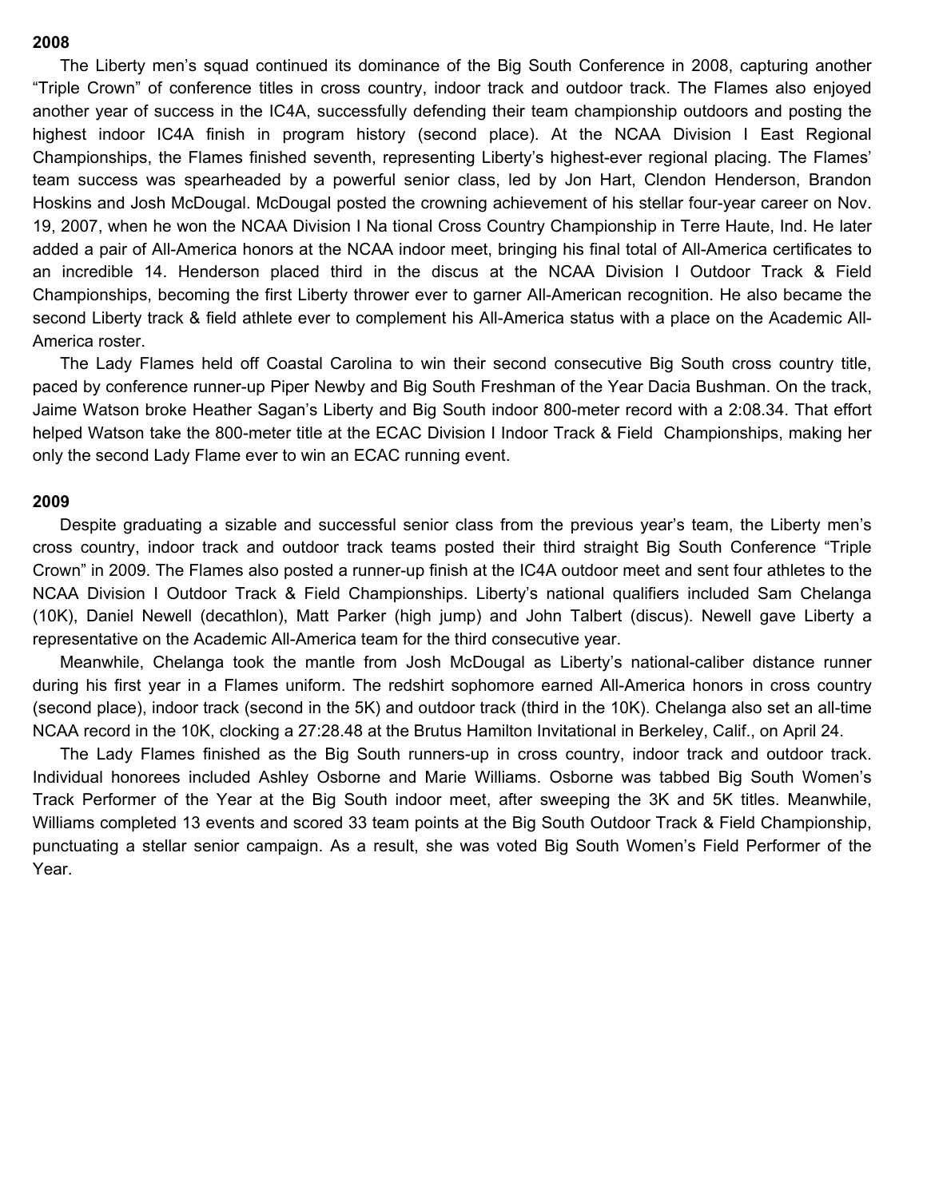**2008**

The Liberty men's squad continued its dominance of the Big South Conference in 2008, capturing another "Triple Crown" of conference titles in cross country, indoor track and outdoor track. The Flames also enjoyed another year of success in the IC4A, successfully defending their team championship outdoors and posting the highest indoor IC4A finish in program history (second place). At the NCAA Division I East Regional Championships, the Flames finished seventh, representing Liberty's highest-ever regional placing. The Flames' team success was spearheaded by a powerful senior class, led by Jon Hart, Clendon Henderson, Brandon Hoskins and Josh McDougal. McDougal posted the crowning achievement of his stellar four-year career on Nov. 19, 2007, when he won the NCAA Division I Na tional Cross Country Championship in Terre Haute, Ind. He later added a pair of All-America honors at the NCAA indoor meet, bringing his final total of All-America certificates to an incredible 14. Henderson placed third in the discus at the NCAA Division I Outdoor Track & Field Championships, becoming the first Liberty thrower ever to garner All-American recognition. He also became the second Liberty track & field athlete ever to complement his All-America status with a place on the Academic All-America roster.

The Lady Flames held off Coastal Carolina to win their second consecutive Big South cross country title, paced by conference runner-up Piper Newby and Big South Freshman of the Year Dacia Bushman. On the track, Jaime Watson broke Heather Sagan's Liberty and Big South indoor 800-meter record with a 2:08.34. That effort helped Watson take the 800-meter title at the ECAC Division I Indoor Track & Field Championships, making her only the second Lady Flame ever to win an ECAC running event.

**2009**

Despite graduating a sizable and successful senior class from the previous year's team, the Liberty men's cross country, indoor track and outdoor track teams posted their third straight Big South Conference "Triple Crown" in 2009. The Flames also posted a runner-up finish at the IC4A outdoor meet and sent four athletes to the NCAA Division I Outdoor Track & Field Championships. Liberty's national qualifiers included Sam Chelanga (10K), Daniel Newell (decathlon), Matt Parker (high jump) and John Talbert (discus). Newell gave Liberty a representative on the Academic All-America team for the third consecutive year.

Meanwhile, Chelanga took the mantle from Josh McDougal as Liberty's national-caliber distance runner during his first year in a Flames uniform. The redshirt sophomore earned All-America honors in cross country (second place), indoor track (second in the 5K) and outdoor track (third in the 10K). Chelanga also set an all-time NCAA record in the 10K, clocking a 27:28.48 at the Brutus Hamilton Invitational in Berkeley, Calif., on April 24.

The Lady Flames finished as the Big South runners-up in cross country, indoor track and outdoor track. Individual honorees included Ashley Osborne and Marie Williams. Osborne was tabbed Big South Women's Track Performer of the Year at the Big South indoor meet, after sweeping the 3K and 5K titles. Meanwhile, Williams completed 13 events and scored 33 team points at the Big South Outdoor Track & Field Championship, punctuating a stellar senior campaign. As a result, she was voted Big South Women's Field Performer of the Year.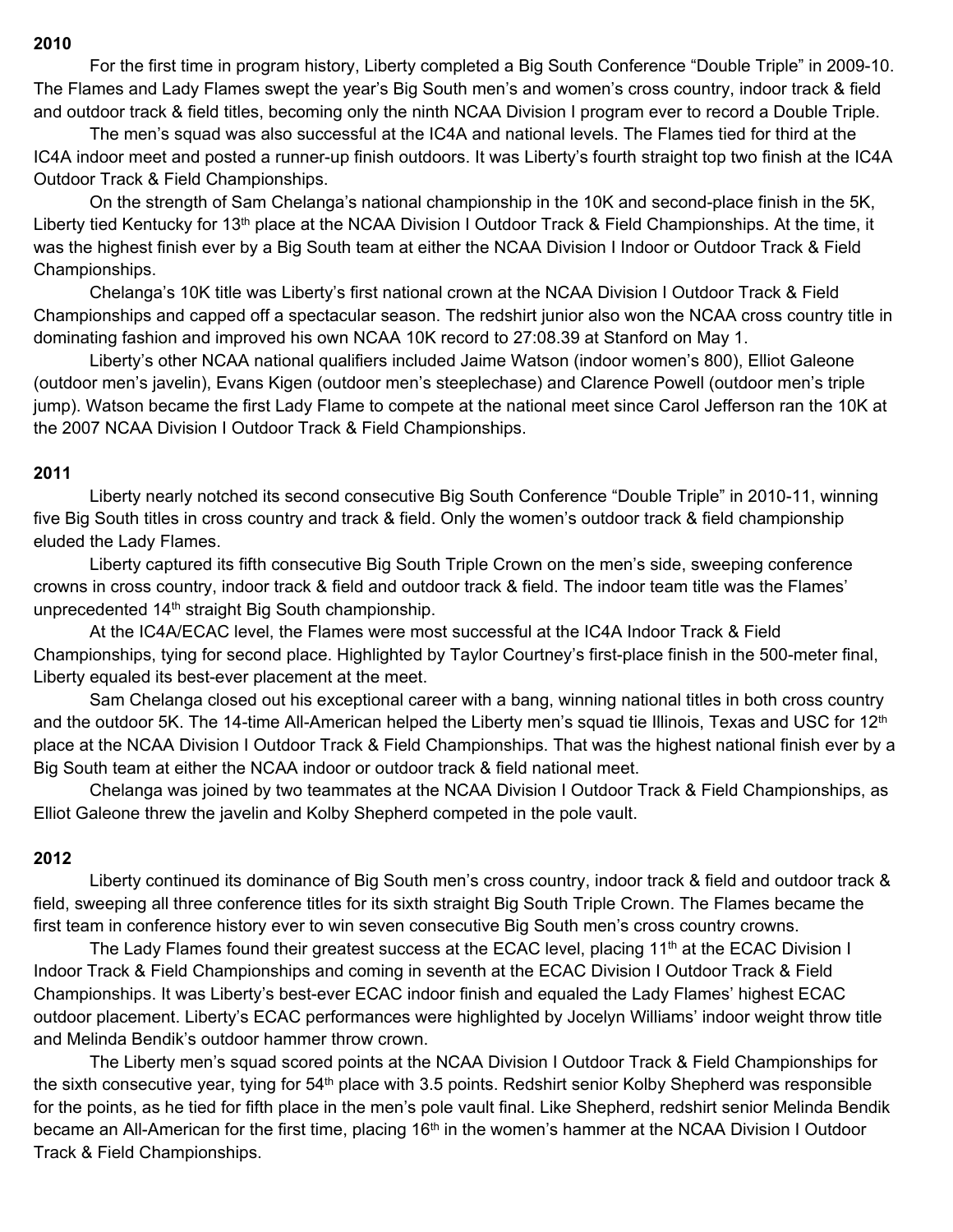## 2010

For the first time in program history, Liberty completed a Big South Conference "Double Triple" in 2009-10. The Flames and Lady Flames swept the year's Big South men's and women's cross country, indoor track & field and outdoor track & field titles, becoming only the ninth NCAA Division I program ever to record a Double Triple.

The men's squad was also successful at the IC4A and national levels. The Flames tied for third at the IC4A indoor meet and posted a runner-up finish outdoors. It was Liberty's fourth straight top two finish at the IC4A Outdoor Track & Field Championships.

On the strength of Sam Chelanga's national championship in the 10K and second-place finish in the 5K, Liberty tied Kentucky for 13th place at the NCAA Division I Outdoor Track & Field Championships. At the time, it was the highest finish ever by a Big South team at either the NCAA Division I Indoor or Outdoor Track & Field Championships.

Chelanga's 10K title was Liberty's first national crown at the NCAA Division I Outdoor Track & Field Championships and capped off a spectacular season. The redshirt junior also won the NCAA cross country title in dominating fashion and improved his own NCAA 10K record to 27:08.39 at Stanford on May 1.

Liberty's other NCAA national qualifiers included Jaime Watson (indoor women's 800), Elliot Galeone (outdoor men's javelin), Evans Kigen (outdoor men's steeplechase) and Clarence Powell (outdoor men's triple jump). Watson became the first Lady Flame to compete at the national meet since Carol Jefferson ran the 10K at the 2007 NCAA Division I Outdoor Track & Field Championships.

## 2011

Liberty nearly notched its second consecutive Big South Conference "Double Triple" in 2010-11, winning five Big South titles in cross country and track & field. Only the women's outdoor track & field championship eluded the Lady Flames.

Liberty captured its fifth consecutive Big South Triple Crown on the men's side, sweeping conference crowns in cross country, indoor track & field and outdoor track & field. The indoor team title was the Flames' unprecedented 14th straight Big South championship.

At the IC4A/ECAC level, the Flames were most successful at the IC4A Indoor Track & Field Championships, tying for second place. Highlighted by Taylor Courtney's first-place finish in the 500-meter final, Liberty equaled its best-ever placement at the meet.

Sam Chelanga closed out his exceptional career with a bang, winning national titles in both cross country and the outdoor 5K. The 14-time All-American helped the Liberty men's squad tie Illinois, Texas and USC for 12th place at the NCAA Division I Outdoor Track & Field Championships. That was the highest national finish ever by a Big South team at either the NCAA indoor or outdoor track & field national meet.

Chelanga was joined by two teammates at the NCAA Division I Outdoor Track & Field Championships, as Elliot Galeone threw the javelin and Kolby Shepherd competed in the pole vault.

## 2012

Liberty continued its dominance of Big South men's cross country, indoor track & field and outdoor track & field, sweeping all three conference titles for its sixth straight Big South Triple Crown. The Flames became the first team in conference history ever to win seven consecutive Big South men's cross country crowns.

The Lady Flames found their greatest success at the ECAC level, placing 11th at the ECAC Division I Indoor Track & Field Championships and coming in seventh at the ECAC Division I Outdoor Track & Field Championships. It was Liberty's best-ever ECAC indoor finish and equaled the Lady Flames' highest ECAC outdoor placement. Liberty's ECAC performances were highlighted by Jocelyn Williams' indoor weight throw title and Melinda Bendik's outdoor hammer throw crown.

The Liberty men's squad scored points at the NCAA Division I Outdoor Track & Field Championships for the sixth consecutive year, tying for 54th place with 3.5 points. Redshirt senior Kolby Shepherd was responsible for the points, as he tied for fifth place in the men's pole vault final. Like Shepherd, redshirt senior Melinda Bendik became an All-American for the first time, placing 16th in the women's hammer at the NCAA Division I Outdoor Track & Field Championships.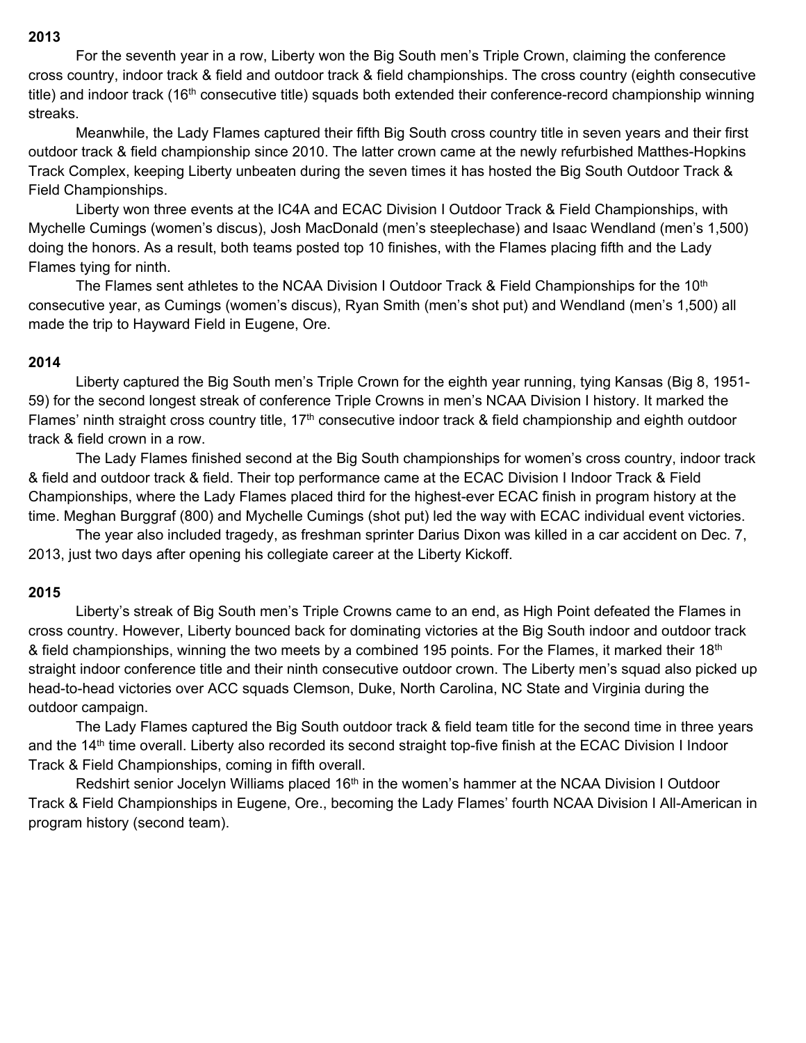**2013**

For the seventh year in a row, Liberty won the Big South men's Triple Crown, claiming the conference cross country, indoor track & field and outdoor track & field championships. The cross country (eighth consecutive title) and indoor track (16th consecutive title) squads both extended their conference-record championship winning streaks.

Meanwhile, the Lady Flames captured their fifth Big South cross country title in seven years and their first outdoor track & field championship since 2010. The latter crown came at the newly refurbished Matthes-Hopkins Track Complex, keeping Liberty unbeaten during the seven times it has hosted the Big South Outdoor Track & Field Championships.

Liberty won three events at the IC4A and ECAC Division I Outdoor Track & Field Championships, with Mychelle Cumings (women's discus), Josh MacDonald (men's steeplechase) and Isaac Wendland (men's 1,500) doing the honors. As a result, both teams posted top 10 finishes, with the Flames placing fifth and the Lady Flames tying for ninth.

The Flames sent athletes to the NCAA Division I Outdoor Track & Field Championships for the 10th consecutive year, as Cumings (women's discus), Ryan Smith (men's shot put) and Wendland (men's 1,500) all made the trip to Hayward Field in Eugene, Ore.

**2014**

Liberty captured the Big South men's Triple Crown for the eighth year running, tying Kansas (Big 8, 1951-59) for the second longest streak of conference Triple Crowns in men's NCAA Division I history. It marked the Flames' ninth straight cross country title, 17th consecutive indoor track & field championship and eighth outdoor track & field crown in a row.

The Lady Flames finished second at the Big South championships for women's cross country, indoor track & field and outdoor track & field. Their top performance came at the ECAC Division I Indoor Track & Field Championships, where the Lady Flames placed third for the highest-ever ECAC finish in program history at the time. Meghan Burggraf (800) and Mychelle Cumings (shot put) led the way with ECAC individual event victories.

The year also included tragedy, as freshman sprinter Darius Dixon was killed in a car accident on Dec. 7, 2013, just two days after opening his collegiate career at the Liberty Kickoff.

**2015**

Liberty's streak of Big South men's Triple Crowns came to an end, as High Point defeated the Flames in cross country. However, Liberty bounced back for dominating victories at the Big South indoor and outdoor track & field championships, winning the two meets by a combined 195 points. For the Flames, it marked their 18th straight indoor conference title and their ninth consecutive outdoor crown. The Liberty men's squad also picked up head-to-head victories over ACC squads Clemson, Duke, North Carolina, NC State and Virginia during the outdoor campaign.

The Lady Flames captured the Big South outdoor track & field team title for the second time in three years and the 14th time overall. Liberty also recorded its second straight top-five finish at the ECAC Division I Indoor Track & Field Championships, coming in fifth overall.

Redshirt senior Jocelyn Williams placed 16th in the women's hammer at the NCAA Division I Outdoor Track & Field Championships in Eugene, Ore., becoming the Lady Flames' fourth NCAA Division I All-American in program history (second team).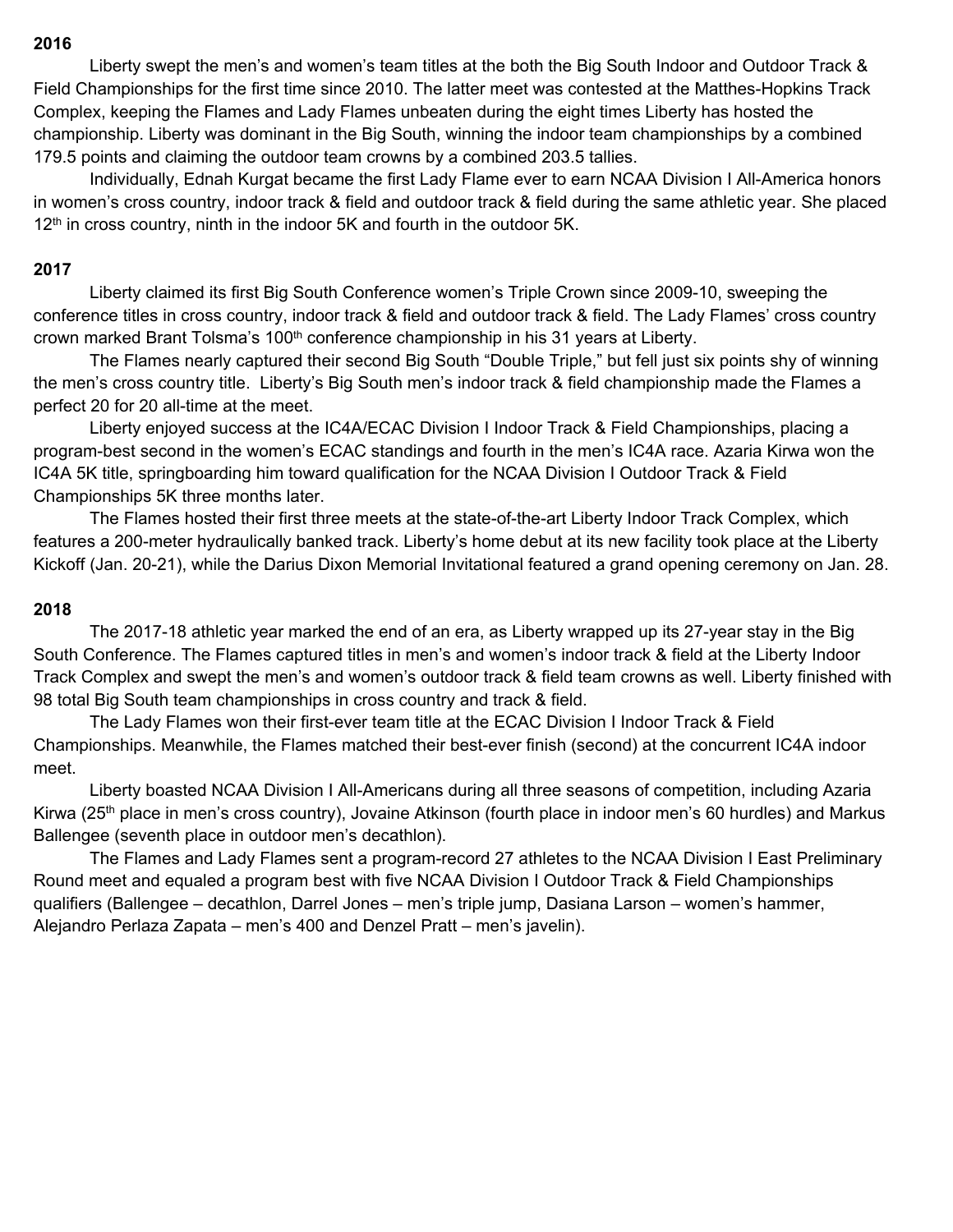## 2016

Liberty swept the men's and women's team titles at the both the Big South Indoor and Outdoor Track & Field Championships for the first time since 2010. The latter meet was contested at the Matthes-Hopkins Track Complex, keeping the Flames and Lady Flames unbeaten during the eight times Liberty has hosted the championship. Liberty was dominant in the Big South, winning the indoor team championships by a combined 179.5 points and claiming the outdoor team crowns by a combined 203.5 tallies.

Individually, Ednah Kurgat became the first Lady Flame ever to earn NCAA Division I All-America honors in women's cross country, indoor track & field and outdoor track & field during the same athletic year. She placed 12th in cross country, ninth in the indoor 5K and fourth in the outdoor 5K.

## 2017

Liberty claimed its first Big South Conference women's Triple Crown since 2009-10, sweeping the conference titles in cross country, indoor track & field and outdoor track & field. The Lady Flames' cross country crown marked Brant Tolsma's 100th conference championship in his 31 years at Liberty.

The Flames nearly captured their second Big South "Double Triple," but fell just six points shy of winning the men's cross country title. Liberty's Big South men's indoor track & field championship made the Flames a perfect 20 for 20 all-time at the meet.

Liberty enjoyed success at the IC4A/ECAC Division I Indoor Track & Field Championships, placing a program-best second in the women's ECAC standings and fourth in the men's IC4A race. Azaria Kirwa won the IC4A 5K title, springboarding him toward qualification for the NCAA Division I Outdoor Track & Field Championships 5K three months later.

The Flames hosted their first three meets at the state-of-the-art Liberty Indoor Track Complex, which features a 200-meter hydraulically banked track. Liberty's home debut at its new facility took place at the Liberty Kickoff (Jan. 20-21), while the Darius Dixon Memorial Invitational featured a grand opening ceremony on Jan. 28.

## 2018

The 2017-18 athletic year marked the end of an era, as Liberty wrapped up its 27-year stay in the Big South Conference. The Flames captured titles in men's and women's indoor track & field at the Liberty Indoor Track Complex and swept the men's and women's outdoor track & field team crowns as well. Liberty finished with 98 total Big South team championships in cross country and track & field.

The Lady Flames won their first-ever team title at the ECAC Division I Indoor Track & Field Championships. Meanwhile, the Flames matched their best-ever finish (second) at the concurrent IC4A indoor meet.

Liberty boasted NCAA Division I All-Americans during all three seasons of competition, including Azaria Kirwa (25th place in men's cross country), Jovaine Atkinson (fourth place in indoor men's 60 hurdles) and Markus Ballengee (seventh place in outdoor men's decathlon).

The Flames and Lady Flames sent a program-record 27 athletes to the NCAA Division I East Preliminary Round meet and equaled a program best with five NCAA Division I Outdoor Track & Field Championships qualifiers (Ballengee – decathlon, Darrel Jones – men's triple jump, Dasiana Larson – women's hammer, Alejandro Perlaza Zapata – men's 400 and Denzel Pratt – men's javelin).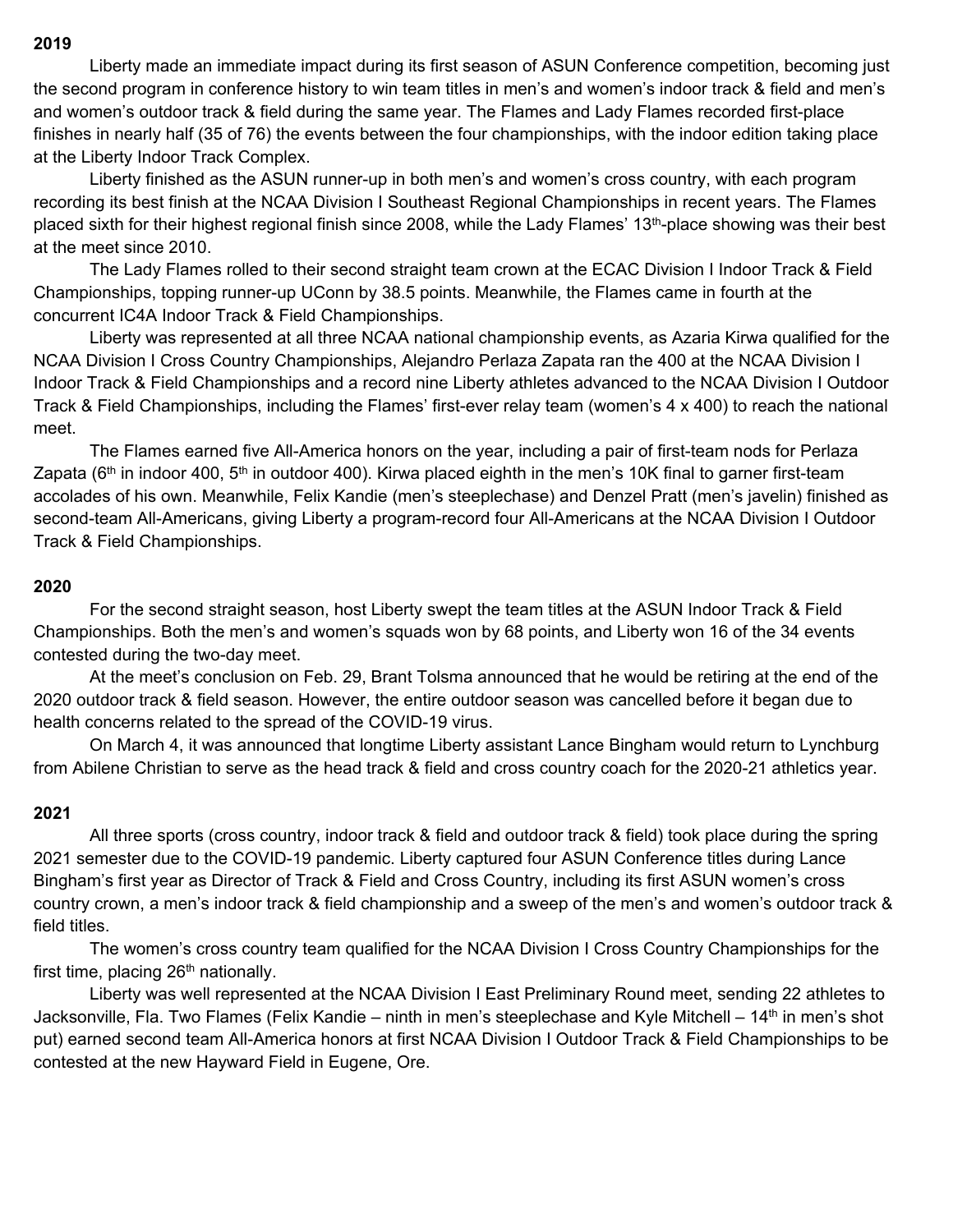## 2019

Liberty made an immediate impact during its first season of ASUN Conference competition, becoming just the second program in conference history to win team titles in men's and women's indoor track & field and men's and women's outdoor track & field during the same year. The Flames and Lady Flames recorded first-place finishes in nearly half (35 of 76) the events between the four championships, with the indoor edition taking place at the Liberty Indoor Track Complex.

Liberty finished as the ASUN runner-up in both men's and women's cross country, with each program recording its best finish at the NCAA Division I Southeast Regional Championships in recent years. The Flames placed sixth for their highest regional finish since 2008, while the Lady Flames' 13th-place showing was their best at the meet since 2010.

The Lady Flames rolled to their second straight team crown at the ECAC Division I Indoor Track & Field Championships, topping runner-up UConn by 38.5 points. Meanwhile, the Flames came in fourth at the concurrent IC4A Indoor Track & Field Championships.

Liberty was represented at all three NCAA national championship events, as Azaria Kirwa qualified for the NCAA Division I Cross Country Championships, Alejandro Perlaza Zapata ran the 400 at the NCAA Division I Indoor Track & Field Championships and a record nine Liberty athletes advanced to the NCAA Division I Outdoor Track & Field Championships, including the Flames' first-ever relay team (women's 4 x 400) to reach the national meet.

The Flames earned five All-America honors on the year, including a pair of first-team nods for Perlaza Zapata (6th in indoor 400, 5th in outdoor 400). Kirwa placed eighth in the men's 10K final to garner first-team accolades of his own. Meanwhile, Felix Kandie (men's steeplechase) and Denzel Pratt (men's javelin) finished as second-team All-Americans, giving Liberty a program-record four All-Americans at the NCAA Division I Outdoor Track & Field Championships.

## 2020

For the second straight season, host Liberty swept the team titles at the ASUN Indoor Track & Field Championships. Both the men's and women's squads won by 68 points, and Liberty won 16 of the 34 events contested during the two-day meet.

At the meet's conclusion on Feb. 29, Brant Tolsma announced that he would be retiring at the end of the 2020 outdoor track & field season. However, the entire outdoor season was cancelled before it began due to health concerns related to the spread of the COVID-19 virus.

On March 4, it was announced that longtime Liberty assistant Lance Bingham would return to Lynchburg from Abilene Christian to serve as the head track & field and cross country coach for the 2020-21 athletics year.

## 2021

All three sports (cross country, indoor track & field and outdoor track & field) took place during the spring 2021 semester due to the COVID-19 pandemic. Liberty captured four ASUN Conference titles during Lance Bingham's first year as Director of Track & Field and Cross Country, including its first ASUN women's cross country crown, a men's indoor track & field championship and a sweep of the men's and women's outdoor track & field titles.

The women's cross country team qualified for the NCAA Division I Cross Country Championships for the first time, placing 26th nationally.

Liberty was well represented at the NCAA Division I East Preliminary Round meet, sending 22 athletes to Jacksonville, Fla. Two Flames (Felix Kandie – ninth in men's steeplechase and Kyle Mitchell – 14th in men's shot put) earned second team All-America honors at first NCAA Division I Outdoor Track & Field Championships to be contested at the new Hayward Field in Eugene, Ore.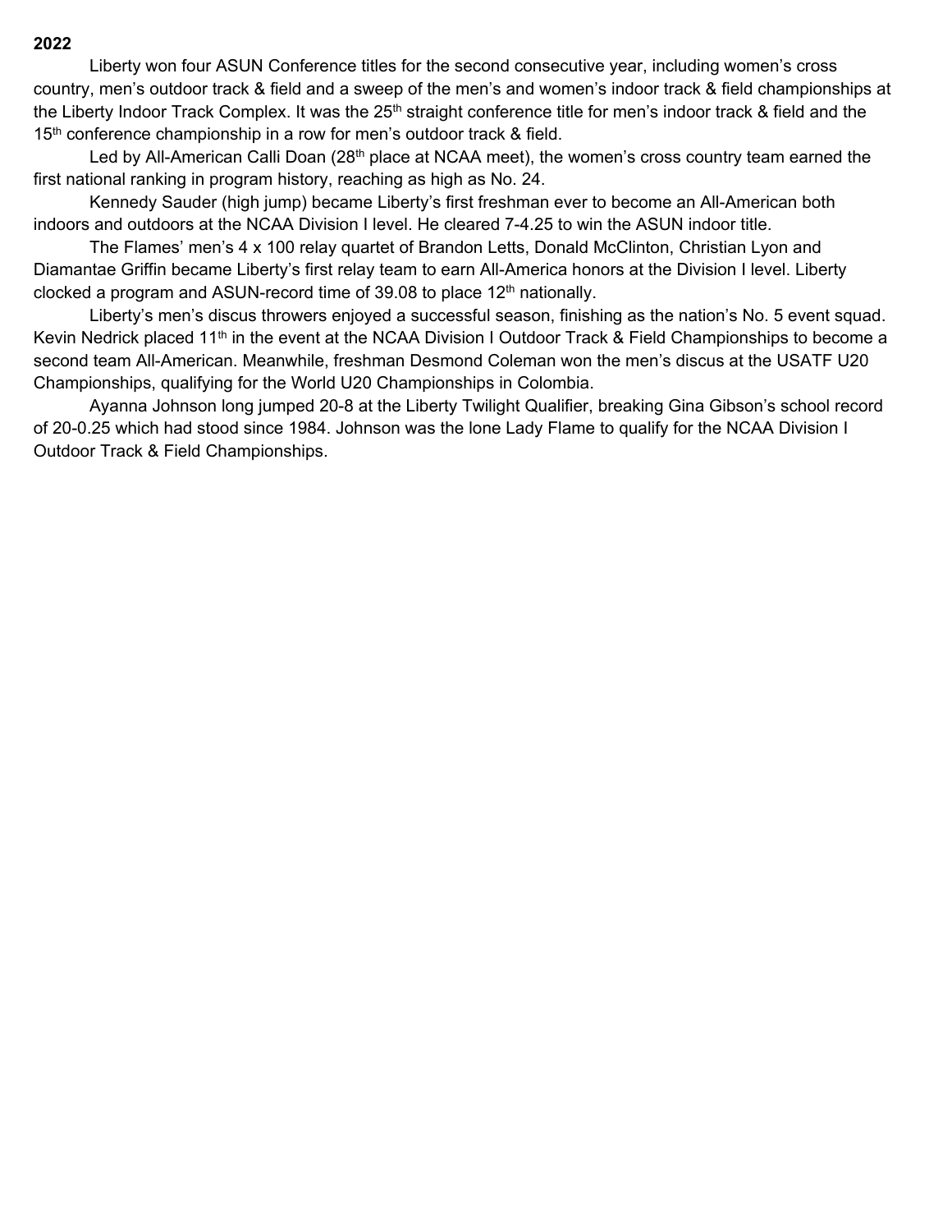**2022**

Liberty won four ASUN Conference titles for the second consecutive year, including women's cross country, men's outdoor track & field and a sweep of the men's and women's indoor track & field championships at the Liberty Indoor Track Complex. It was the 25th straight conference title for men's indoor track & field and the 15th conference championship in a row for men's outdoor track & field.

Led by All-American Calli Doan (28th place at NCAA meet), the women's cross country team earned the first national ranking in program history, reaching as high as No. 24.

Kennedy Sauder (high jump) became Liberty's first freshman ever to become an All-American both indoors and outdoors at the NCAA Division I level. He cleared 7-4.25 to win the ASUN indoor title.

The Flames' men's 4 x 100 relay quartet of Brandon Letts, Donald McClinton, Christian Lyon and Diamantae Griffin became Liberty's first relay team to earn All-America honors at the Division I level. Liberty clocked a program and ASUN-record time of 39.08 to place 12th nationally.

Liberty's men's discus throwers enjoyed a successful season, finishing as the nation's No. 5 event squad. Kevin Nedrick placed 11th in the event at the NCAA Division I Outdoor Track & Field Championships to become a second team All-American. Meanwhile, freshman Desmond Coleman won the men's discus at the USATF U20 Championships, qualifying for the World U20 Championships in Colombia.

Ayanna Johnson long jumped 20-8 at the Liberty Twilight Qualifier, breaking Gina Gibson's school record of 20-0.25 which had stood since 1984. Johnson was the lone Lady Flame to qualify for the NCAA Division I Outdoor Track & Field Championships.